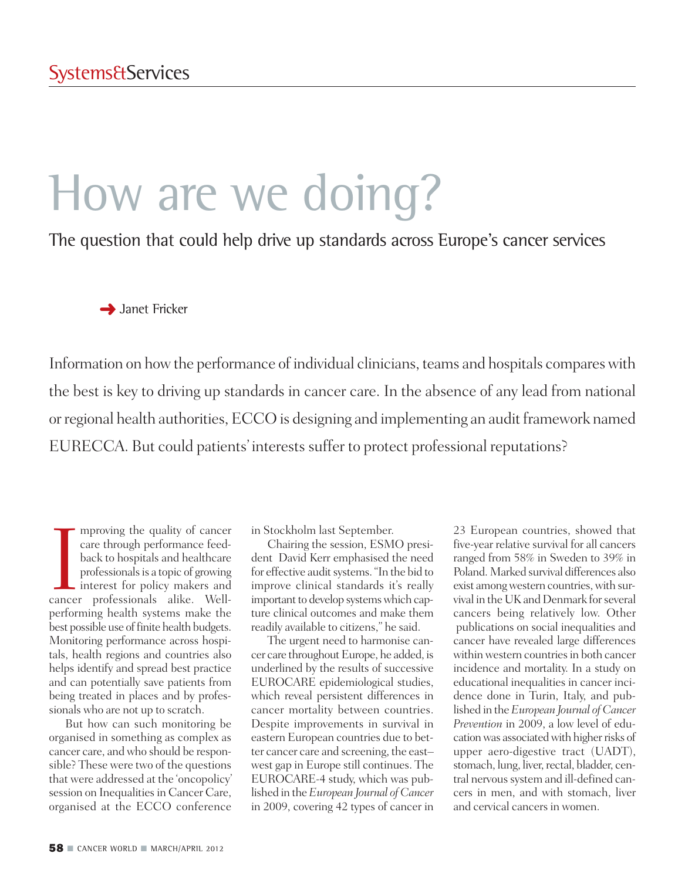# How are we doing?

## The question that could help drive up standards across Europe's cancer services

➜ Janet Fricker

Information on how the performance of individual clinicians, teams and hospitals compares with the best is key to driving up standards in cancer care. In the absence of any lead from national or regional health authorities, ECCO is designing and implementing an audit framework named EURECCA. But could patients' interests suffer to protect professional reputations?

Improving the quality of cancer care through performance feedback to hospitals and healthcare professionals is a topic of growing interest for policy makers and cancer professionals alike. Well-performing health systems make the best possible use of finite health budgets. Monitoring performance across hospitals, health regions and countries also helps identify and spread best practice and can potentially save patients from being treated in places and by professionals who are not up to scratch.

But how can such monitoring be organised in something as complex as cancer care, and who should be responsible? These were two of the questions that were addressed at the 'oncopolicy' session on Inequalities in Cancer Care, organised at the ECCO conference in Stockholm last September.

Chairing the session, ESMO president David Kerr emphasised the need for effective audit systems. "In the bid to improve clinical standards it's really important to develop systems which capture clinical outcomes and make them readily available to citizens," he said.

The urgent need to harmonise cancer care throughout Europe, he added, is underlined by the results of successive EUROCARE epidemiological studies, which reveal persistent differences in cancer mortality between countries. Despite improvements in survival in eastern European countries due to better cancer care and screening, the east–west gap in Europe still continues. The EUROCARE-4 study, which was published in the *European Journal of Cancer* in 2009, covering 42 types of cancer in 23 European countries, showed that five-year relative survival for all cancers ranged from 58% in Sweden to 39% in Poland. Marked survival differences also exist among western countries, with survival in the UK and Denmark for several cancers being relatively low. Other publications on social inequalities and cancer have revealed large differences within western countries in both cancer incidence and mortality. In a study on educational inequalities in cancer incidence done in Turin, Italy, and published in the *European Journal of Cancer Prevention* in 2009, a low level of education was associated with higher risks of upper aero-digestive tract (UADT), stomach, lung, liver, rectal, bladder, central nervous system and ill-defined cancers in men, and with stomach, liver and cervical cancers in women.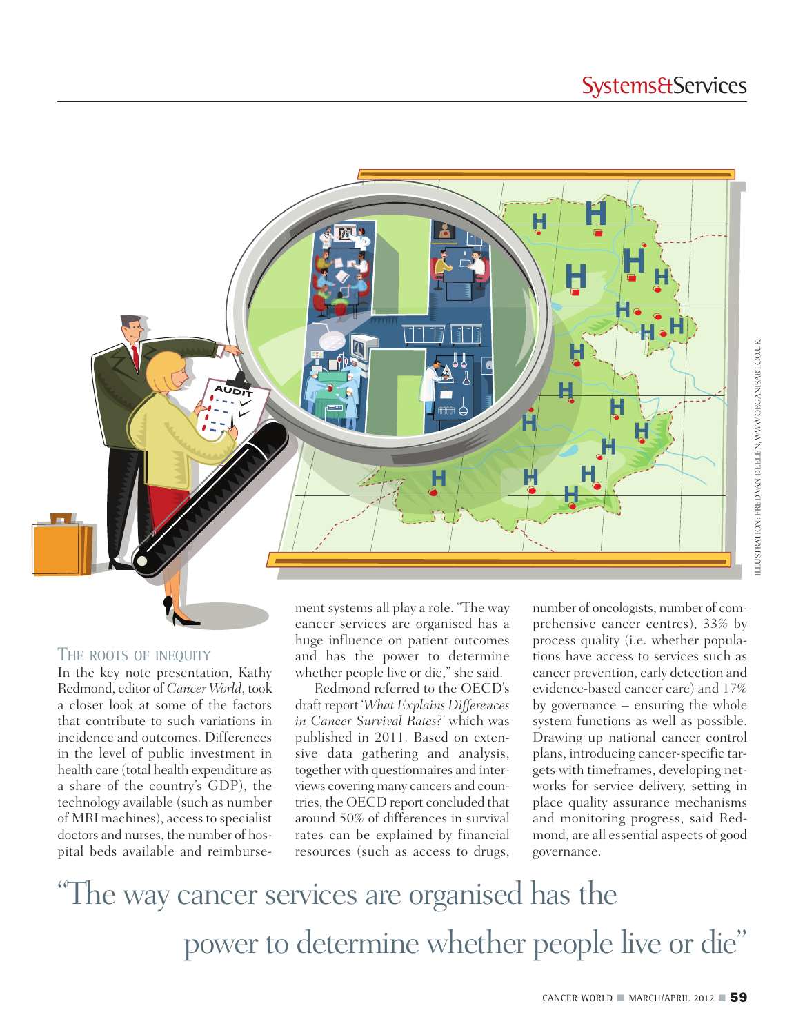## The roots of inequity

In the key note presentation, Kathy Redmond, editor of *Cancer World*, took a closer look at some of the factors that contribute to such variations in incidence and outcomes. Differences in the level of public investment in health care (total health expenditure as a share of the country's GDP), the technology available (such as number of MRI machines), access to specialist doctors and nurses, the number of hospital beds available and reimbursement systems all play a role. "The way cancer services are organised has a huge influence on patient outcomes and has the power to determine whether people live or die," she said.

Redmond referred to the OECD's draft report '*What Explains Differences in Cancer Survival Rates?*' which was published in 2011. Based on extensive data gathering and analysis, together with questionnaires and interviews covering many cancers and countries, the OECD report concluded that around 50% of differences in survival rates can be explained by financial resources (such as access to drugs, number of oncologists, number of comprehensive cancer centres), 33% by process quality (i.e. whether populations have access to services such as cancer prevention, early detection and evidence-based cancer care) and 17% by governance – ensuring the whole system functions as well as possible. Drawing up national cancer control plans, introducing cancer-specific targets with timeframes, developing networks for service delivery, setting in place quality assurance mechanisms and monitoring progress, said Redmond, are all essential aspects of good governance.

"The way cancer services are organised has the power to determine whether people live or die"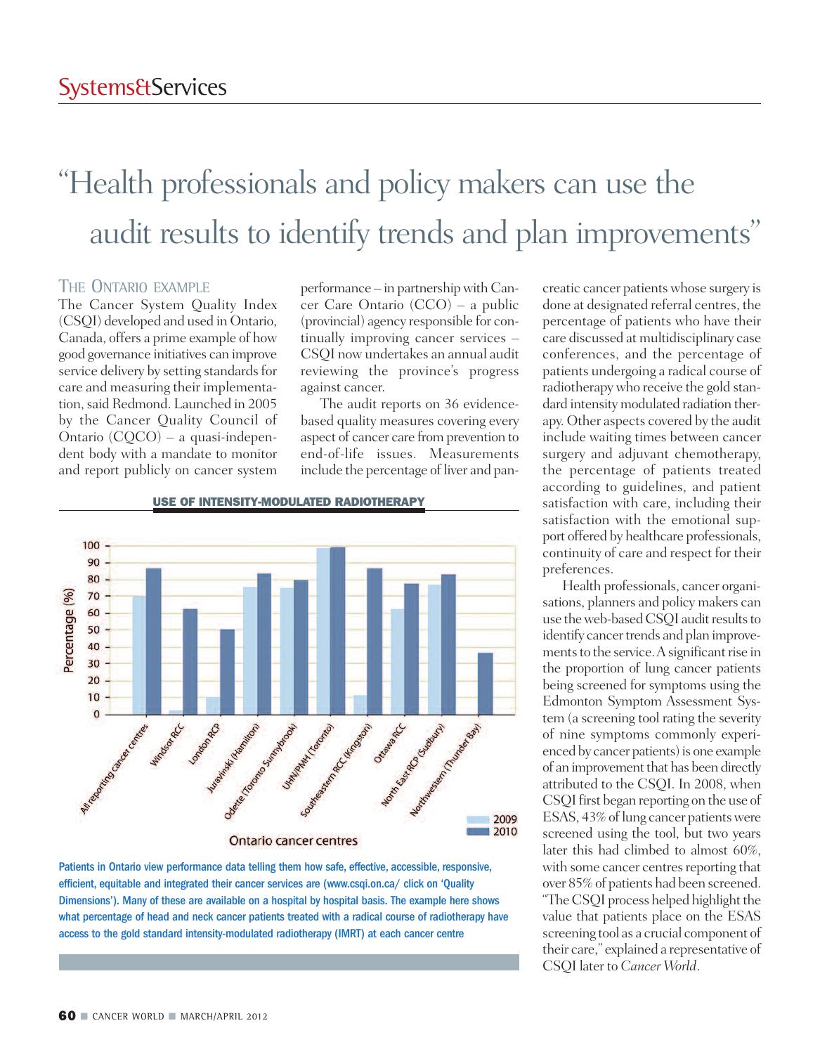> "Health professionals and policy makers can use the audit results to identify trends and plan improvements"

### The Ontario example

The Cancer System Quality Index (CSQI) developed and used in Ontario, Canada, offers a prime example of how good governance initiatives can improve service delivery by setting standards for care and measuring their implementation, said Redmond. Launched in 2005 by the Cancer Quality Council of Ontario (CQCO) – a quasi-independent body with a mandate to monitor and report publicly on cancer system performance – in partnership with Cancer Care Ontario (CCO) – a public (provincial) agency responsible for continually improving cancer services – CSQI now undertakes an annual audit reviewing the province's progress against cancer.

The audit reports on 36 evidence-based quality measures covering every aspect of cancer care from prevention to end-of-life issues. Measurements include the percentage of liver and pancreatic cancer patients whose surgery is done at designated referral centres, the percentage of patients who have their care discussed at multidisciplinary case conferences, and the percentage of patients undergoing a radical course of radiotherapy who receive the gold standard intensity modulated radiation therapy. Other aspects covered by the audit include waiting times between cancer surgery and adjuvant chemotherapy, the percentage of patients treated according to guidelines, and patient satisfaction with care, including their satisfaction with the emotional support offered by healthcare professionals, continuity of care and respect for their preferences.

Health professionals, cancer organisations, planners and policy makers can use the web-based CSQI audit results to identify cancer trends and plan improvements to the service. A significant rise in the proportion of lung cancer patients being screened for symptoms using the Edmonton Symptom Assessment System (a screening tool rating the severity of nine symptoms commonly experienced by cancer patients) is one example of an improvement that has been directly attributed to the CSQI. In 2008, when CSQI first began reporting on the use of ESAS, 43% of lung cancer patients were screened using the tool, but two years later this had climbed to almost 60%, with some cancer centres reporting that over 85% of patients had been screened. "The CSQI process helped highlight the value that patients place on the ESAS screening tool as a crucial component of their care," explained a representative of CSQI later to *Cancer World*.

**USE OF INTENSITY-MODULATED RADIOTHERAPY**

| Ontario cancer centres | 2009 (%) | 2010 (%) |
|---|---|---|
| All reporting cancer centres | 70 | 86 |
| Windsor RCC | 2 | 62 |
| London RCP | 10 | 50 |
| Juravinski (Hamilton) | 75 | 83 |
| Odette (Toronto Sunnybrook) | 75 | 79 |
| UHN/PMH (Toronto) | 98 | 99 |
| Southeastern RCC (Kingston) | 11 | 86 |
| Ottawa RCC | 62 | 77 |
| North East RCP (Sudbury) | 77 | 82 |
| Northwestern (Thunder Bay) | | 36 |

Patients in Ontario view performance data telling them how safe, effective, accessible, responsive, efficient, equitable and integrated their cancer services are (www.csqi.on.ca/ click on 'Quality Dimensions'). Many of these are available on a hospital by hospital basis. The example here shows what percentage of head and neck cancer patients treated with a radical course of radiotherapy have access to the gold standard intensity-modulated radiotherapy (IMRT) at each cancer centre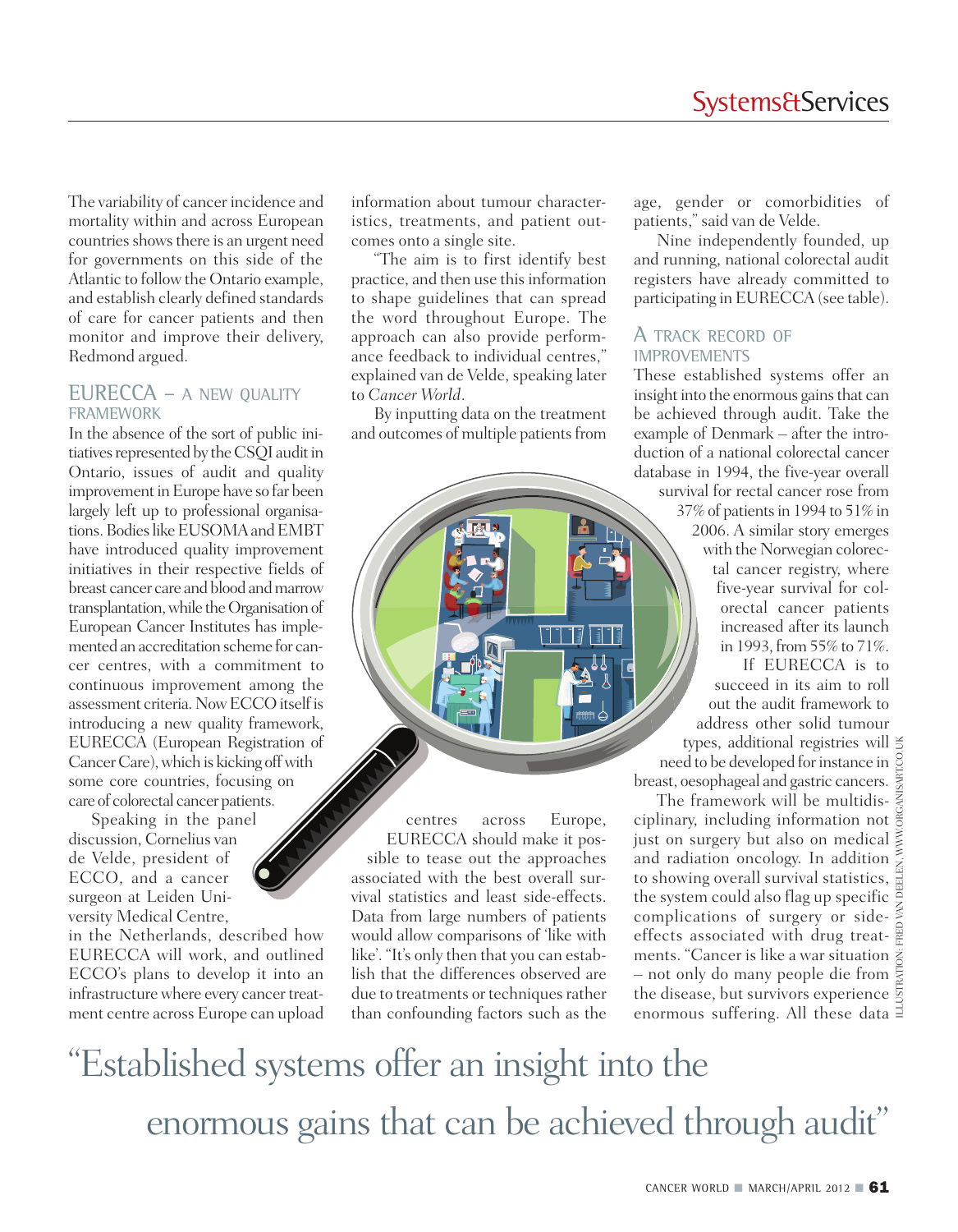The variability of cancer incidence and mortality within and across European countries shows there is an urgent need for governments on this side of the Atlantic to follow the Ontario example, and establish clearly defined standards of care for cancer patients and then monitor and improve their delivery, Redmond argued.

## EURECCA – A NEW QUALITY FRAMEWORK

In the absence of the sort of public initiatives represented by the CSQI audit in Ontario, issues of audit and quality improvement in Europe have so far been largely left up to professional organisations. Bodies like EUSOMA and EMBT have introduced quality improvement initiatives in their respective fields of breast cancer care and blood and marrow transplantation, while the Organisation of European Cancer Institutes has implemented an accreditation scheme for cancer centres, with a commitment to continuous improvement among the assessment criteria. Now ECCO itself is introducing a new quality framework, EURECCA (European Registration of Cancer Care), which is kicking off with some core countries, focusing on care of colorectal cancer patients.

Speaking in the panel discussion, Cornelius van de Velde, president of ECCO, and a cancer surgeon at Leiden University Medical Centre, in the Netherlands, described how EURECCA will work, and outlined ECCO's plans to develop it into an infrastructure where every cancer treatment centre across Europe can upload information about tumour characteristics, treatments, and patient outcomes onto a single site.

"The aim is to first identify best practice, and then use this information to shape guidelines that can spread the word throughout Europe. The approach can also provide performance feedback to individual centres," explained van de Velde, speaking later to *Cancer World*.

By inputting data on the treatment and outcomes of multiple patients from centres across Europe, EURECCA should make it possible to tease out the approaches associated with the best overall survival statistics and least side-effects. Data from large numbers of patients would allow comparisons of 'like with like'. "It's only then that you can establish that the differences observed are due to treatments or techniques rather than confounding factors such as the age, gender or comorbidities of patients," said van de Velde.

Nine independently founded, up and running, national colorectal audit registers have already committed to participating in EURECCA (see table).

## A TRACK RECORD OF IMPROVEMENTS

These established systems offer an insight into the enormous gains that can be achieved through audit. Take the example of Denmark – after the introduction of a national colorectal cancer database in 1994, the five-year overall survival for rectal cancer rose from 37% of patients in 1994 to 51% in 2006. A similar story emerges with the Norwegian colorectal cancer registry, where five-year survival for colorectal cancer patients increased after its launch in 1993, from 55% to 71%.

If EURECCA is to succeed in its aim to roll out the audit framework to address other solid tumour types, additional registries will need to be developed for instance in breast, oesophageal and gastric cancers.

The framework will be multidisciplinary, including information not just on surgery but also on medical and radiation oncology. In addition to showing overall survival statistics, the system could also flag up specific complications of surgery or side-effects associated with drug treatments. "Cancer is like a war situation – not only do many people die from the disease, but survivors experience enormous suffering. All these data

ILLUSTRATION: FRED VAN DEELEN, WWW.ORGANISART.CO.UK

> "Established systems offer an insight into the enormous gains that can be achieved through audit"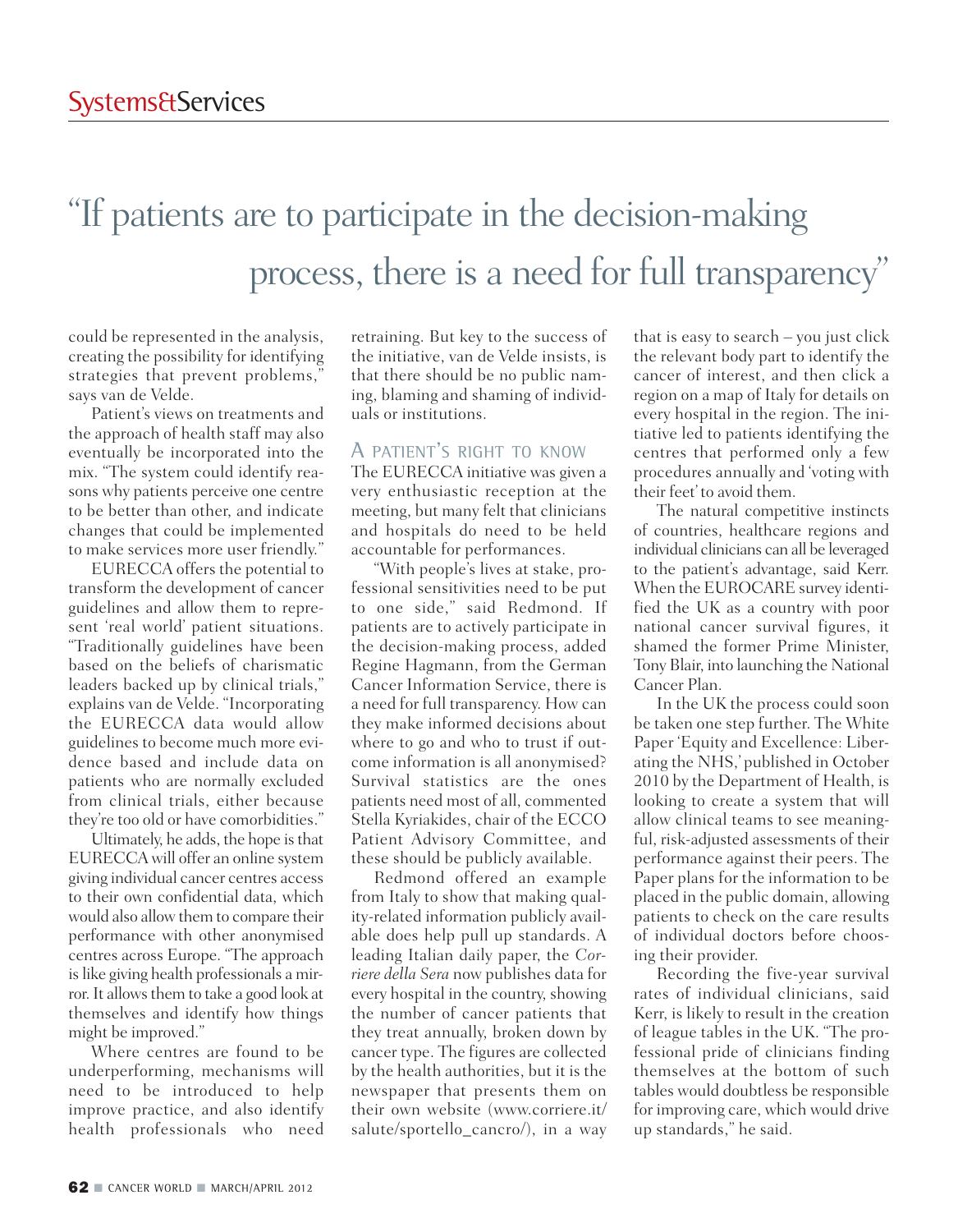> "If patients are to participate in the decision-making process, there is a need for full transparency"

could be represented in the analysis, creating the possibility for identifying strategies that prevent problems," says van de Velde.

Patient's views on treatments and the approach of health staff may also eventually be incorporated into the mix. "The system could identify reasons why patients perceive one centre to be better than other, and indicate changes that could be implemented to make services more user friendly."

EURECCA offers the potential to transform the development of cancer guidelines and allow them to represent 'real world' patient situations. "Traditionally guidelines have been based on the beliefs of charismatic leaders backed up by clinical trials," explains van de Velde. "Incorporating the EURECCA data would allow guidelines to become much more evidence based and include data on patients who are normally excluded from clinical trials, either because they're too old or have comorbidities."

Ultimately, he adds, the hope is that EURECCA will offer an online system giving individual cancer centres access to their own confidential data, which would also allow them to compare their performance with other anonymised centres across Europe. "The approach is like giving health professionals a mirror. It allows them to take a good look at themselves and identify how things might be improved."

Where centres are found to be underperforming, mechanisms will need to be introduced to help improve practice, and also identify health professionals who need retraining. But key to the success of the initiative, van de Velde insists, is that there should be no public naming, blaming and shaming of individuals or institutions.

## A patient's right to know

The EURECCA initiative was given a very enthusiastic reception at the meeting, but many felt that clinicians and hospitals do need to be held accountable for performances.

"With people's lives at stake, professional sensitivities need to be put to one side," said Redmond. If patients are to actively participate in the decision-making process, added Regine Hagmann, from the German Cancer Information Service, there is a need for full transparency. How can they make informed decisions about where to go and who to trust if outcome information is all anonymised? Survival statistics are the ones patients need most of all, commented Stella Kyriakides, chair of the ECCO Patient Advisory Committee, and these should be publicly available.

Redmond offered an example from Italy to show that making quality-related information publicly available does help pull up standards. A leading Italian daily paper, the *Corriere della Sera* now publishes data for every hospital in the country, showing the number of cancer patients that they treat annually, broken down by cancer type. The figures are collected by the health authorities, but it is the newspaper that presents them on their own website (www.corriere.it/salute/sportello_cancro/), in a way that is easy to search – you just click the relevant body part to identify the cancer of interest, and then click a region on a map of Italy for details on every hospital in the region. The initiative led to patients identifying the centres that performed only a few procedures annually and 'voting with their feet' to avoid them.

The natural competitive instincts of countries, healthcare regions and individual clinicians can all be leveraged to the patient's advantage, said Kerr. When the EUROCARE survey identified the UK as a country with poor national cancer survival figures, it shamed the former Prime Minister, Tony Blair, into launching the National Cancer Plan.

In the UK the process could soon be taken one step further. The White Paper 'Equity and Excellence: Liberating the NHS,' published in October 2010 by the Department of Health, is looking to create a system that will allow clinical teams to see meaningful, risk-adjusted assessments of their performance against their peers. The Paper plans for the information to be placed in the public domain, allowing patients to check on the care results of individual doctors before choosing their provider.

Recording the five-year survival rates of individual clinicians, said Kerr, is likely to result in the creation of league tables in the UK. "The professional pride of clinicians finding themselves at the bottom of such tables would doubtless be responsible for improving care, which would drive up standards," he said.